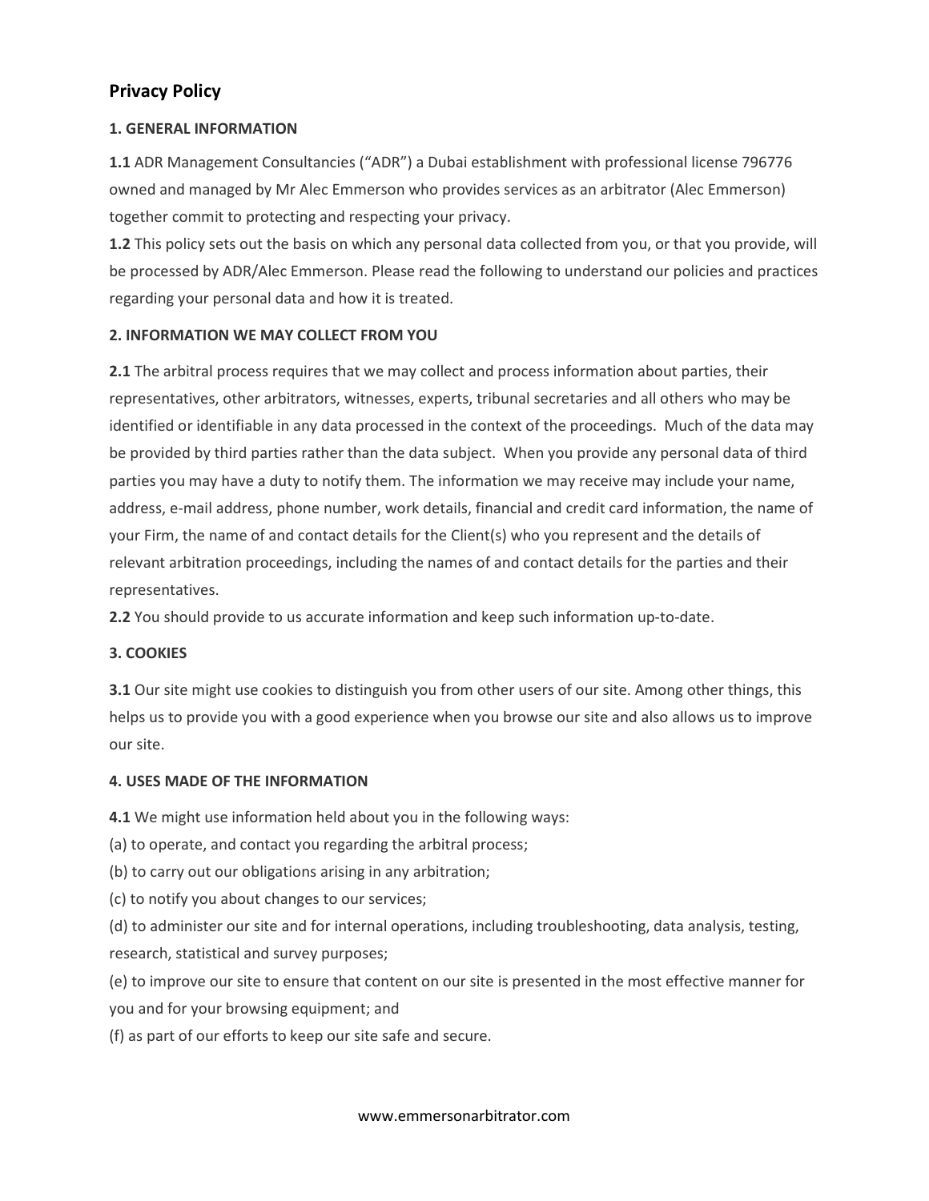## Privacy Policy

**1. GENERAL INFORMATION**

**1.1** ADR Management Consultancies ("ADR") a Dubai establishment with professional license 796776 owned and managed by Mr Alec Emmerson who provides services as an arbitrator (Alec Emmerson) together commit to protecting and respecting your privacy.

**1.2** This policy sets out the basis on which any personal data collected from you, or that you provide, will be processed by ADR/Alec Emmerson. Please read the following to understand our policies and practices regarding your personal data and how it is treated.

**2. INFORMATION WE MAY COLLECT FROM YOU**

**2.1** The arbitral process requires that we may collect and process information about parties, their representatives, other arbitrators, witnesses, experts, tribunal secretaries and all others who may be identified or identifiable in any data processed in the context of the proceedings. Much of the data may be provided by third parties rather than the data subject. When you provide any personal data of third parties you may have a duty to notify them. The information we may receive may include your name, address, e-mail address, phone number, work details, financial and credit card information, the name of your Firm, the name of and contact details for the Client(s) who you represent and the details of relevant arbitration proceedings, including the names of and contact details for the parties and their representatives.

**2.2** You should provide to us accurate information and keep such information up-to-date.

**3. COOKIES**

**3.1** Our site might use cookies to distinguish you from other users of our site. Among other things, this helps us to provide you with a good experience when you browse our site and also allows us to improve our site.

**4. USES MADE OF THE INFORMATION**

**4.1** We might use information held about you in the following ways:

(a) to operate, and contact you regarding the arbitral process;

(b) to carry out our obligations arising in any arbitration;

(c) to notify you about changes to our services;

(d) to administer our site and for internal operations, including troubleshooting, data analysis, testing, research, statistical and survey purposes;

(e) to improve our site to ensure that content on our site is presented in the most effective manner for you and for your browsing equipment; and

(f) as part of our efforts to keep our site safe and secure.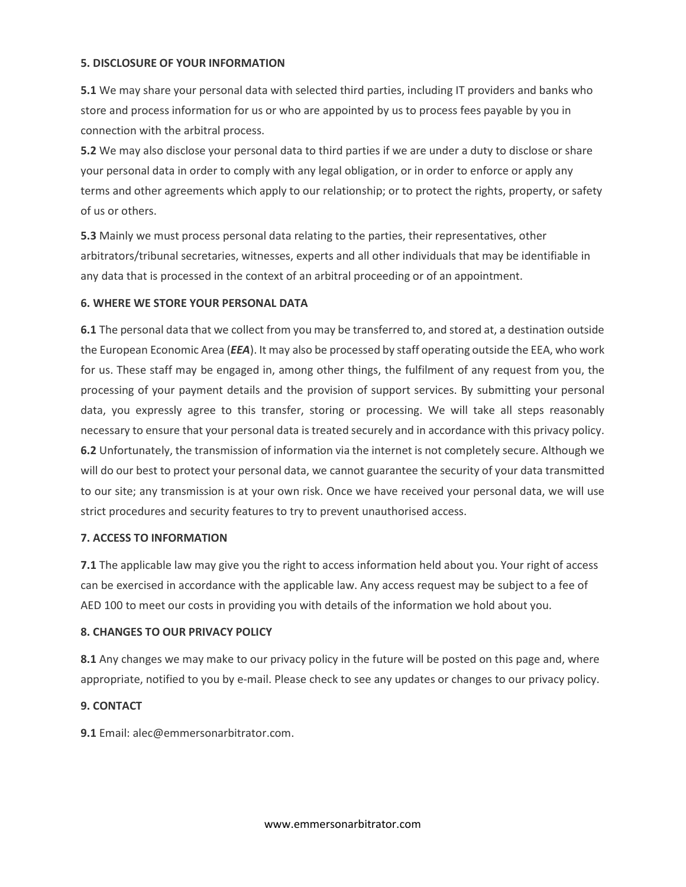**5. DISCLOSURE OF YOUR INFORMATION**

**5.1** We may share your personal data with selected third parties, including IT providers and banks who store and process information for us or who are appointed by us to process fees payable by you in connection with the arbitral process.

**5.2** We may also disclose your personal data to third parties if we are under a duty to disclose or share your personal data in order to comply with any legal obligation, or in order to enforce or apply any terms and other agreements which apply to our relationship; or to protect the rights, property, or safety of us or others.

**5.3** Mainly we must process personal data relating to the parties, their representatives, other arbitrators/tribunal secretaries, witnesses, experts and all other individuals that may be identifiable in any data that is processed in the context of an arbitral proceeding or of an appointment.

**6. WHERE WE STORE YOUR PERSONAL DATA**

**6.1** The personal data that we collect from you may be transferred to, and stored at, a destination outside the European Economic Area (***EEA***). It may also be processed by staff operating outside the EEA, who work for us. These staff may be engaged in, among other things, the fulfilment of any request from you, the processing of your payment details and the provision of support services. By submitting your personal data, you expressly agree to this transfer, storing or processing. We will take all steps reasonably necessary to ensure that your personal data is treated securely and in accordance with this privacy policy.

**6.2** Unfortunately, the transmission of information via the internet is not completely secure. Although we will do our best to protect your personal data, we cannot guarantee the security of your data transmitted to our site; any transmission is at your own risk. Once we have received your personal data, we will use strict procedures and security features to try to prevent unauthorised access.

**7. ACCESS TO INFORMATION**

**7.1** The applicable law may give you the right to access information held about you. Your right of access can be exercised in accordance with the applicable law. Any access request may be subject to a fee of AED 100 to meet our costs in providing you with details of the information we hold about you.

**8. CHANGES TO OUR PRIVACY POLICY**

**8.1** Any changes we may make to our privacy policy in the future will be posted on this page and, where appropriate, notified to you by e-mail. Please check to see any updates or changes to our privacy policy.

**9. CONTACT**

**9.1** Email: alec@emmersonarbitrator.com.